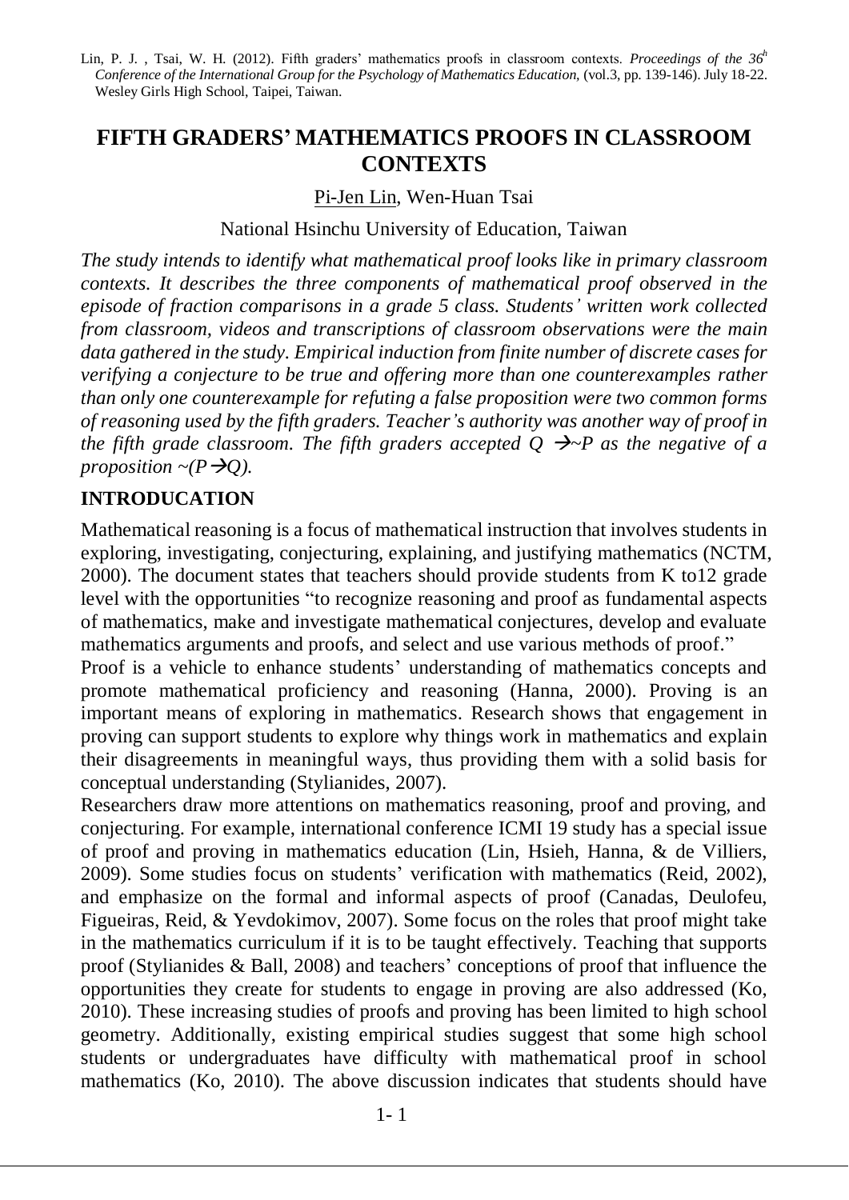Lin, P. J. , Tsai, W. H. (2012). Fifth graders' mathematics proofs in classroom contexts. *Proceedings of the 36^h Conference of the International Group for the Psychology of Mathematics Education,* (vol.3, pp. 139-146). July 18-22. Wesley Girls High School, Taipei, Taiwan.

# FIFTH GRADERS' MATHEMATICS PROOFS IN CLASSROOM CONTEXTS

Pi-Jen Lin, Wen-Huan Tsai

National Hsinchu University of Education, Taiwan

*The study intends to identify what mathematical proof looks like in primary classroom contexts. It describes the three components of mathematical proof observed in the episode of fraction comparisons in a grade 5 class. Students' written work collected from classroom, videos and transcriptions of classroom observations were the main data gathered in the study. Empirical induction from finite number of discrete cases for verifying a conjecture to be true and offering more than one counterexamples rather than only one counterexample for refuting a false proposition were two common forms of reasoning used by the fifth graders. Teacher's authority was another way of proof in the fifth grade classroom. The fifth graders accepted $Q \rightarrow \sim P$ as the negative of a proposition $\sim(P \rightarrow Q)$.*

## INTRODUCTION

Mathematical reasoning is a focus of mathematical instruction that involves students in exploring, investigating, conjecturing, explaining, and justifying mathematics (NCTM, 2000). The document states that teachers should provide students from K to12 grade level with the opportunities "to recognize reasoning and proof as fundamental aspects of mathematics, make and investigate mathematical conjectures, develop and evaluate mathematics arguments and proofs, and select and use various methods of proof."

Proof is a vehicle to enhance students' understanding of mathematics concepts and promote mathematical proficiency and reasoning (Hanna, 2000). Proving is an important means of exploring in mathematics. Research shows that engagement in proving can support students to explore why things work in mathematics and explain their disagreements in meaningful ways, thus providing them with a solid basis for conceptual understanding (Stylianides, 2007).

Researchers draw more attentions on mathematics reasoning, proof and proving, and conjecturing. For example, international conference ICMI 19 study has a special issue of proof and proving in mathematics education (Lin, Hsieh, Hanna, & de Villiers, 2009). Some studies focus on students' verification with mathematics (Reid, 2002), and emphasize on the formal and informal aspects of proof (Canadas, Deulofeu, Figueiras, Reid, & Yevdokimov, 2007). Some focus on the roles that proof might take in the mathematics curriculum if it is to be taught effectively. Teaching that supports proof (Stylianides & Ball, 2008) and teachers' conceptions of proof that influence the opportunities they create for students to engage in proving are also addressed (Ko, 2010). These increasing studies of proofs and proving has been limited to high school geometry. Additionally, existing empirical studies suggest that some high school students or undergraduates have difficulty with mathematical proof in school mathematics (Ko, 2010). The above discussion indicates that students should have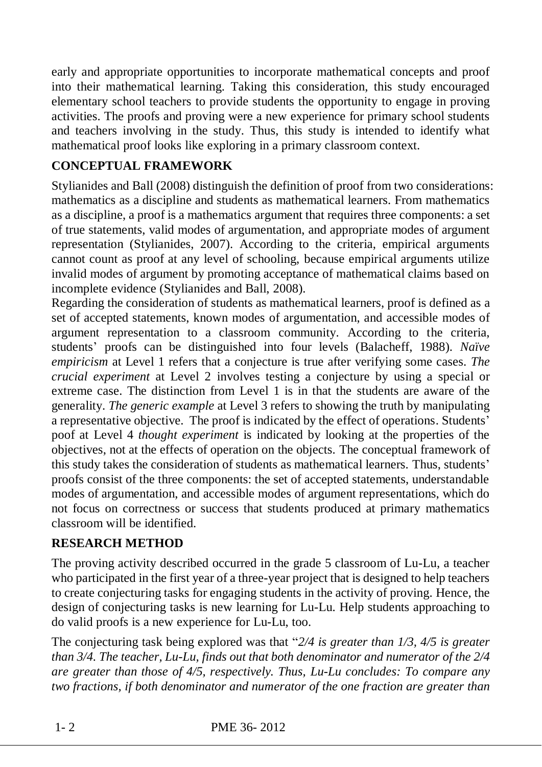early and appropriate opportunities to incorporate mathematical concepts and proof into their mathematical learning. Taking this consideration, this study encouraged elementary school teachers to provide students the opportunity to engage in proving activities. The proofs and proving were a new experience for primary school students and teachers involving in the study. Thus, this study is intended to identify what mathematical proof looks like exploring in a primary classroom context.

## CONCEPTUAL FRAMEWORK

Stylianides and Ball (2008) distinguish the definition of proof from two considerations: mathematics as a discipline and students as mathematical learners. From mathematics as a discipline, a proof is a mathematics argument that requires three components: a set of true statements, valid modes of argumentation, and appropriate modes of argument representation (Stylianides, 2007). According to the criteria, empirical arguments cannot count as proof at any level of schooling, because empirical arguments utilize invalid modes of argument by promoting acceptance of mathematical claims based on incomplete evidence (Stylianides and Ball, 2008).

Regarding the consideration of students as mathematical learners, proof is defined as a set of accepted statements, known modes of argumentation, and accessible modes of argument representation to a classroom community. According to the criteria, students' proofs can be distinguished into four levels (Balacheff, 1988). *Naïve empiricism* at Level 1 refers that a conjecture is true after verifying some cases. *The crucial experiment* at Level 2 involves testing a conjecture by using a special or extreme case. The distinction from Level 1 is in that the students are aware of the generality. *The generic example* at Level 3 refers to showing the truth by manipulating a representative objective. The proof is indicated by the effect of operations. Students' poof at Level 4 *thought experiment* is indicated by looking at the properties of the objectives, not at the effects of operation on the objects. The conceptual framework of this study takes the consideration of students as mathematical learners. Thus, students' proofs consist of the three components: the set of accepted statements, understandable modes of argumentation, and accessible modes of argument representations, which do not focus on correctness or success that students produced at primary mathematics classroom will be identified.

## RESEARCH METHOD

The proving activity described occurred in the grade 5 classroom of Lu-Lu, a teacher who participated in the first year of a three-year project that is designed to help teachers to create conjecturing tasks for engaging students in the activity of proving. Hence, the design of conjecturing tasks is new learning for Lu-Lu. Help students approaching to do valid proofs is a new experience for Lu-Lu, too.

The conjecturing task being explored was that "*2/4 is greater than 1/3, 4/5 is greater than 3/4. The teacher, Lu-Lu, finds out that both denominator and numerator of the 2/4 are greater than those of 4/5, respectively. Thus, Lu-Lu concludes: To compare any two fractions, if both denominator and numerator of the one fraction are greater than*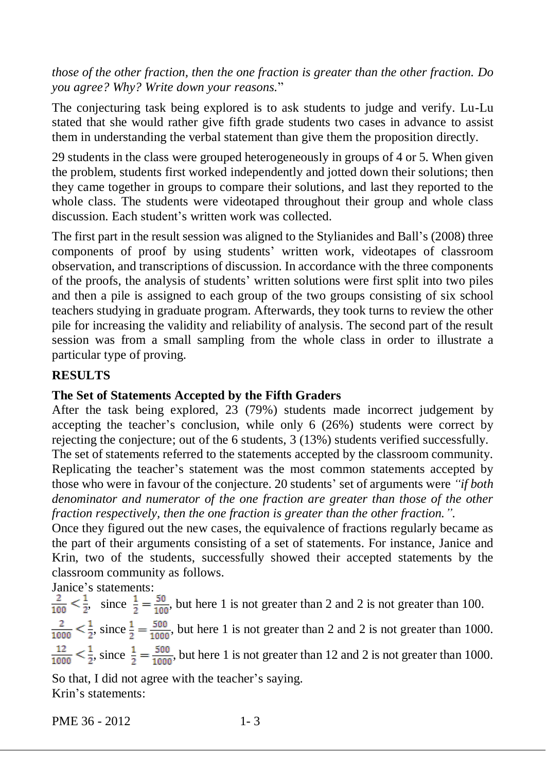*those of the other fraction, then the one fraction is greater than the other fraction. Do you agree? Why? Write down your reasons.*"

The conjecturing task being explored is to ask students to judge and verify. Lu-Lu stated that she would rather give fifth grade students two cases in advance to assist them in understanding the verbal statement than give them the proposition directly.

29 students in the class were grouped heterogeneously in groups of 4 or 5. When given the problem, students first worked independently and jotted down their solutions; then they came together in groups to compare their solutions, and last they reported to the whole class. The students were videotaped throughout their group and whole class discussion. Each student's written work was collected.

The first part in the result session was aligned to the Stylianides and Ball's (2008) three components of proof by using students' written work, videotapes of classroom observation, and transcriptions of discussion. In accordance with the three components of the proofs, the analysis of students' written solutions were first split into two piles and then a pile is assigned to each group of the two groups consisting of six school teachers studying in graduate program. Afterwards, they took turns to review the other pile for increasing the validity and reliability of analysis. The second part of the result session was from a small sampling from the whole class in order to illustrate a particular type of proving.

## RESULTS

### The Set of Statements Accepted by the Fifth Graders

After the task being explored, 23 (79%) students made incorrect judgement by accepting the teacher's conclusion, while only 6 (26%) students were correct by rejecting the conjecture; out of the 6 students, 3 (13%) students verified successfully.

The set of statements referred to the statements accepted by the classroom community. Replicating the teacher's statement was the most common statements accepted by those who were in favour of the conjecture. 20 students' set of arguments were *"if both denominator and numerator of the one fraction are greater than those of the other fraction respectively, then the one fraction is greater than the other fraction."*.

Once they figured out the new cases, the equivalence of fractions regularly became as the part of their arguments consisting of a set of statements. For instance, Janice and Krin, two of the students, successfully showed their accepted statements by the classroom community as follows.

Janice's statements:

$\frac{2}{100} < \frac{1}{2}$, since $\frac{1}{2} = \frac{50}{100}$, but here 1 is not greater than 2 and 2 is not greater than 100.

$\frac{2}{1000} < \frac{1}{2}$, since $\frac{1}{2} = \frac{500}{1000}$, but here 1 is not greater than 2 and 2 is not greater than 1000.

$\frac{12}{1000} < \frac{1}{2}$, since $\frac{1}{2} = \frac{500}{1000}$, but here 1 is not greater than 12 and 2 is not greater than 1000.

So that, I did not agree with the teacher's saying.

Krin's statements: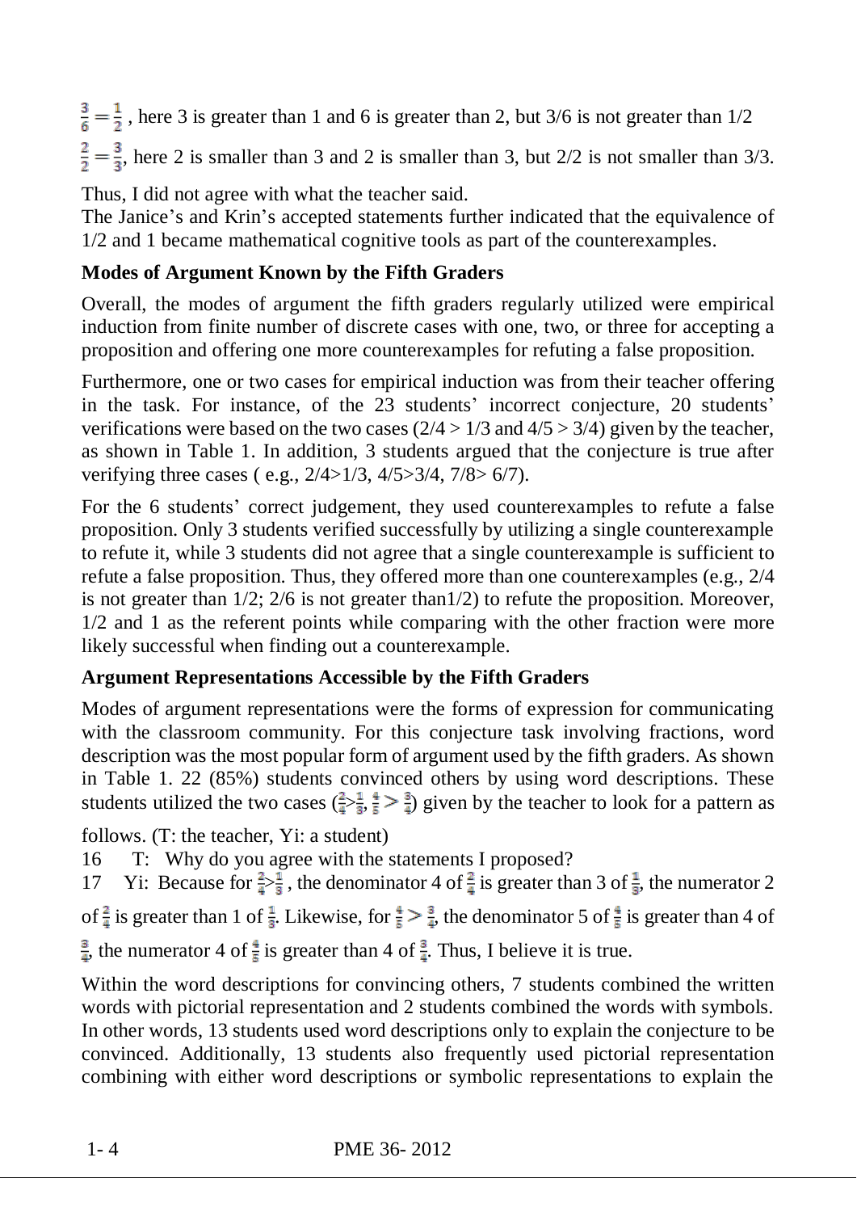$\frac{3}{6} = \frac{1}{2}$ , here 3 is greater than 1 and 6 is greater than 2, but 3/6 is not greater than 1/2

$\frac{2}{2} = \frac{3}{3}$, here 2 is smaller than 3 and 2 is smaller than 3, but 2/2 is not smaller than 3/3.

Thus, I did not agree with what the teacher said.

The Janice's and Krin's accepted statements further indicated that the equivalence of 1/2 and 1 became mathematical cognitive tools as part of the counterexamples.

**Modes of Argument Known by the Fifth Graders**

Overall, the modes of argument the fifth graders regularly utilized were empirical induction from finite number of discrete cases with one, two, or three for accepting a proposition and offering one more counterexamples for refuting a false proposition.

Furthermore, one or two cases for empirical induction was from their teacher offering in the task. For instance, of the 23 students' incorrect conjecture, 20 students' verifications were based on the two cases (2/4 > 1/3 and 4/5 > 3/4) given by the teacher, as shown in Table 1. In addition, 3 students argued that the conjecture is true after verifying three cases ( e.g., 2/4>1/3, 4/5>3/4, 7/8> 6/7).

For the 6 students' correct judgement, they used counterexamples to refute a false proposition. Only 3 students verified successfully by utilizing a single counterexample to refute it, while 3 students did not agree that a single counterexample is sufficient to refute a false proposition. Thus, they offered more than one counterexamples (e.g., 2/4 is not greater than 1/2; 2/6 is not greater than1/2) to refute the proposition. Moreover, 1/2 and 1 as the referent points while comparing with the other fraction were more likely successful when finding out a counterexample.

**Argument Representations Accessible by the Fifth Graders**

Modes of argument representations were the forms of expression for communicating with the classroom community. For this conjecture task involving fractions, word description was the most popular form of argument used by the fifth graders. As shown in Table 1. 22 (85%) students convinced others by using word descriptions. These students utilized the two cases ($\frac{2}{4} > \frac{1}{3}$, $\frac{4}{5} > \frac{3}{4}$) given by the teacher to look for a pattern as follows. (T: the teacher, Yi: a student)

16 T: Why do you agree with the statements I proposed?

17 Yi: Because for $\frac{2}{4} > \frac{1}{3}$ , the denominator 4 of $\frac{2}{4}$ is greater than 3 of $\frac{1}{3}$, the numerator 2 of $\frac{2}{4}$ is greater than 1 of $\frac{1}{3}$. Likewise, for $\frac{4}{5} > \frac{3}{4}$, the denominator 5 of $\frac{4}{5}$ is greater than 4 of $\frac{3}{4}$, the numerator 4 of $\frac{4}{5}$ is greater than 4 of $\frac{3}{4}$. Thus, I believe it is true.

Within the word descriptions for convincing others, 7 students combined the written words with pictorial representation and 2 students combined the words with symbols. In other words, 13 students used word descriptions only to explain the conjecture to be convinced. Additionally, 13 students also frequently used pictorial representation combining with either word descriptions or symbolic representations to explain the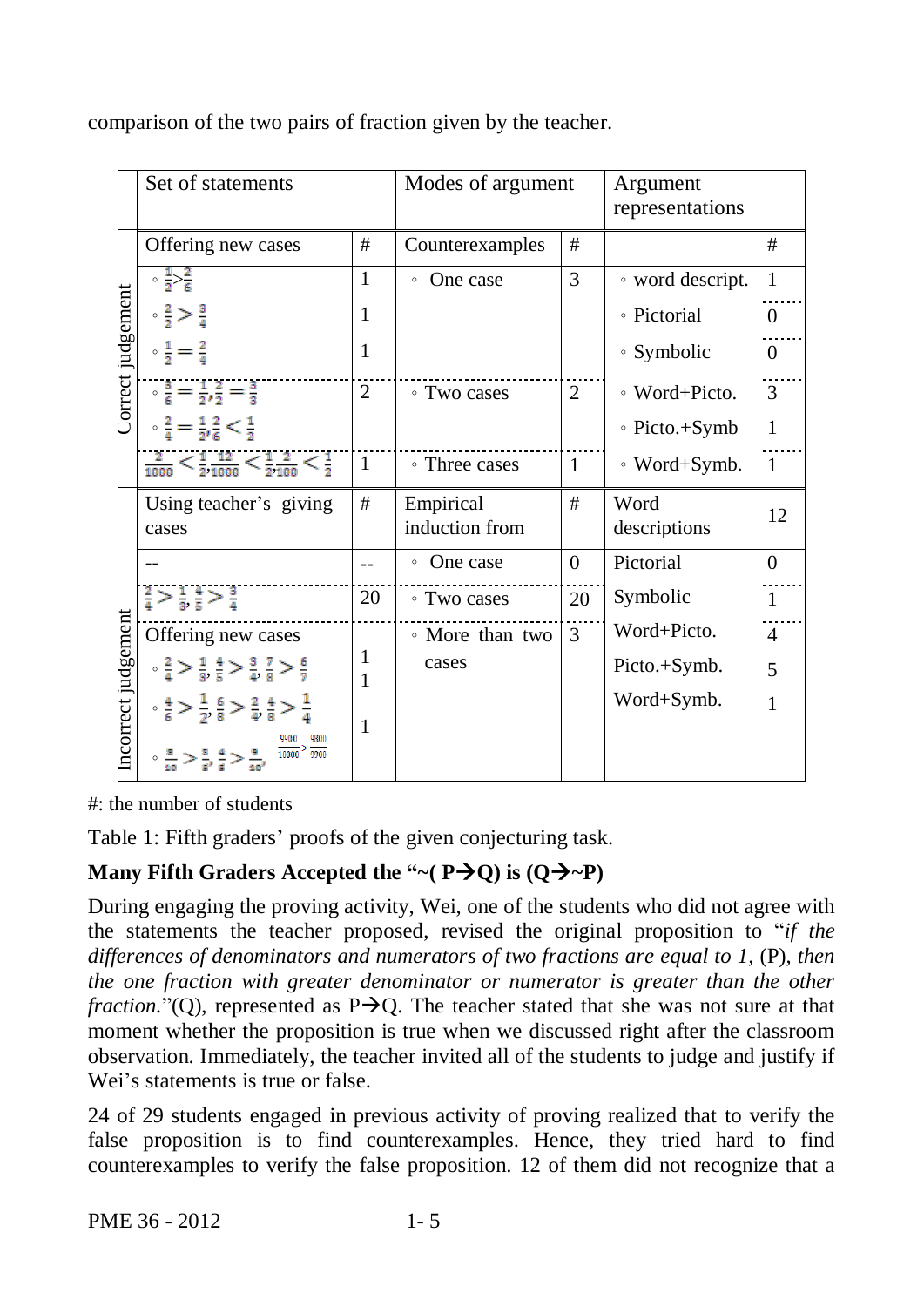comparison of the two pairs of fraction given by the teacher.

| | Set of statements | # | Modes of argument | # | Argument representations | # |
|---|---|---|---|---|---|---|
| Correct judgement | Offering new cases | # | Counterexamples | # | | # |
| | ◦ $\frac{1}{2} > \frac{2}{6}$ | 1 | ◦ One case | 3 | ◦ word descript. | 1 |
| | ◦ $\frac{2}{2} > \frac{3}{4}$ | 1 | | | ◦ Pictorial | 0 |
| | ◦ $\frac{1}{2} = \frac{2}{4}$ | 1 | | | ◦ Symbolic | 0 |
| | ◦ $\frac{3}{6} = \frac{1}{2}, \frac{2}{2} = \frac{3}{3}$ | 2 | ◦ Two cases | 2 | ◦ Word+Picto. | 3 |
| | ◦ $\frac{2}{4} = \frac{1}{2}, \frac{2}{6} < \frac{1}{2}$ | | | | ◦ Picto.+Symb | 1 |
| | $\frac{2}{1000} < \frac{1}{2}, \frac{12}{1000} < \frac{1}{2}, \frac{2}{100} < \frac{1}{2}$ | 1 | ◦ Three cases | 1 | ◦ Word+Symb. | 1 |
| Incorrect judgement | Using teacher's giving cases | # | Empirical induction from | # | Word descriptions | 12 |
| | -- | -- | ◦ One case | 0 | Pictorial | 0 |
| | $\frac{2}{4} > \frac{1}{3}, \frac{4}{5} > \frac{3}{4}$ | 20 | ◦ Two cases | 20 | Symbolic | 1 |
| | Offering new cases | | ◦ More than two cases | 3 | Word+Picto. | 4 |
| | ◦ $\frac{2}{4} > \frac{1}{3}, \frac{4}{5} > \frac{3}{4}, \frac{7}{8} > \frac{6}{7}$ | 1 | | | Picto.+Symb. | 5 |
| | ◦ $\frac{4}{6} > \frac{1}{2}, \frac{6}{8} > \frac{2}{4}, \frac{4}{8} > \frac{1}{4}$ | 1 | | | Word+Symb. | 1 |
| | ◦ $\frac{8}{10} > \frac{3}{5}, \frac{4}{5} > \frac{9}{10}, \frac{9900}{10000} > \frac{9800}{9900}$ | 1 | | | | |

#: the number of students

Table 1: Fifth graders' proofs of the given conjecturing task.

**Many Fifth Graders Accepted the "~( P→Q) is (Q→~P)**

During engaging the proving activity, Wei, one of the students who did not agree with the statements the teacher proposed, revised the original proposition to "*if the differences of denominators and numerators of two fractions are equal to 1,* (P), *then the one fraction with greater denominator or numerator is greater than the other fraction.*"(Q), represented as P→Q. The teacher stated that she was not sure at that moment whether the proposition is true when we discussed right after the classroom observation. Immediately, the teacher invited all of the students to judge and justify if Wei's statements is true or false.

24 of 29 students engaged in previous activity of proving realized that to verify the false proposition is to find counterexamples. Hence, they tried hard to find counterexamples to verify the false proposition. 12 of them did not recognize that a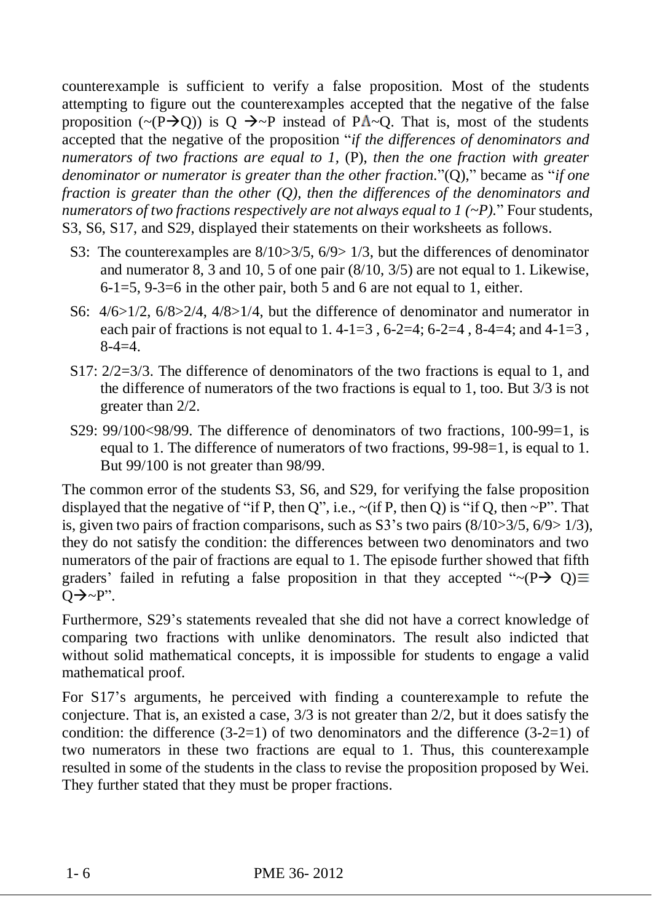counterexample is sufficient to verify a false proposition. Most of the students attempting to figure out the counterexamples accepted that the negative of the false proposition ($\sim(P\rightarrow Q)$) is $Q \rightarrow \sim P$ instead of $P \wedge \sim Q$. That is, most of the students accepted that the negative of the proposition "*if the differences of denominators and numerators of two fractions are equal to 1,* (P), *then the one fraction with greater denominator or numerator is greater than the other fraction.*"(Q)," became as "*if one fraction is greater than the other (Q), then the differences of the denominators and numerators of two fractions respectively are not always equal to 1 (~P).*" Four students, S3, S6, S17, and S29, displayed their statements on their worksheets as follows.

- S3: The counterexamples are 8/10>3/5, 6/9> 1/3, but the differences of denominator and numerator 8, 3 and 10, 5 of one pair (8/10, 3/5) are not equal to 1. Likewise, 6-1=5, 9-3=6 in the other pair, both 5 and 6 are not equal to 1, either.
- S6: 4/6>1/2, 6/8>2/4, 4/8>1/4, but the difference of denominator and numerator in each pair of fractions is not equal to 1. 4-1=3 , 6-2=4; 6-2=4 , 8-4=4; and 4-1=3 , 8-4=4.
- S17: 2/2=3/3. The difference of denominators of the two fractions is equal to 1, and the difference of numerators of the two fractions is equal to 1, too. But 3/3 is not greater than 2/2.
- S29: 99/100<98/99. The difference of denominators of two fractions, 100-99=1, is equal to 1. The difference of numerators of two fractions, 99-98=1, is equal to 1. But 99/100 is not greater than 98/99.

The common error of the students S3, S6, and S29, for verifying the false proposition displayed that the negative of "if P, then Q", i.e., ~(if P, then Q) is "if Q, then ~P". That is, given two pairs of fraction comparisons, such as S3's two pairs (8/10>3/5, 6/9> 1/3), they do not satisfy the condition: the differences between two denominators and two numerators of the pair of fractions are equal to 1. The episode further showed that fifth graders' failed in refuting a false proposition in that they accepted "$\sim(P\rightarrow Q)\equiv Q\rightarrow\sim P$".

Furthermore, S29's statements revealed that she did not have a correct knowledge of comparing two fractions with unlike denominators. The result also indicted that without solid mathematical concepts, it is impossible for students to engage a valid mathematical proof.

For S17's arguments, he perceived with finding a counterexample to refute the conjecture. That is, an existed a case, 3/3 is not greater than 2/2, but it does satisfy the condition: the difference (3-2=1) of two denominators and the difference (3-2=1) of two numerators in these two fractions are equal to 1. Thus, this counterexample resulted in some of the students in the class to revise the proposition proposed by Wei. They further stated that they must be proper fractions.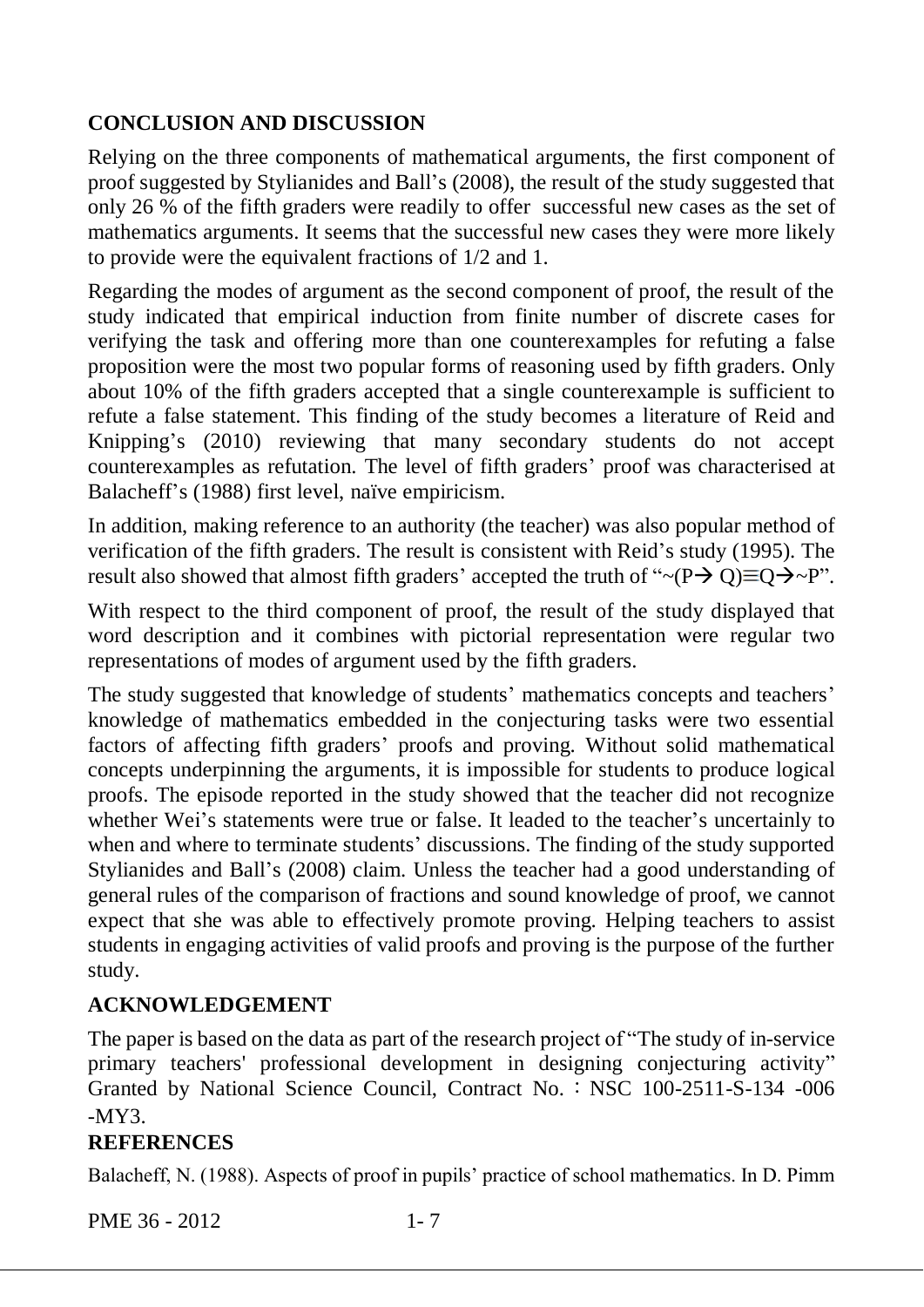## CONCLUSION AND DISCUSSION

Relying on the three components of mathematical arguments, the first component of proof suggested by Stylianides and Ball's (2008), the result of the study suggested that only 26 % of the fifth graders were readily to offer successful new cases as the set of mathematics arguments. It seems that the successful new cases they were more likely to provide were the equivalent fractions of 1/2 and 1.

Regarding the modes of argument as the second component of proof, the result of the study indicated that empirical induction from finite number of discrete cases for verifying the task and offering more than one counterexamples for refuting a false proposition were the most two popular forms of reasoning used by fifth graders. Only about 10% of the fifth graders accepted that a single counterexample is sufficient to refute a false statement. This finding of the study becomes a literature of Reid and Knipping's (2010) reviewing that many secondary students do not accept counterexamples as refutation. The level of fifth graders' proof was characterised at Balacheff's (1988) first level, naïve empiricism.

In addition, making reference to an authority (the teacher) was also popular method of verification of the fifth graders. The result is consistent with Reid's study (1995). The result also showed that almost fifth graders' accepted the truth of "$\sim(P\rightarrow Q)\equiv Q\rightarrow\sim P$".

With respect to the third component of proof, the result of the study displayed that word description and it combines with pictorial representation were regular two representations of modes of argument used by the fifth graders.

The study suggested that knowledge of students' mathematics concepts and teachers' knowledge of mathematics embedded in the conjecturing tasks were two essential factors of affecting fifth graders' proofs and proving. Without solid mathematical concepts underpinning the arguments, it is impossible for students to produce logical proofs. The episode reported in the study showed that the teacher did not recognize whether Wei's statements were true or false. It leaded to the teacher's uncertainly to when and where to terminate students' discussions. The finding of the study supported Stylianides and Ball's (2008) claim. Unless the teacher had a good understanding of general rules of the comparison of fractions and sound knowledge of proof, we cannot expect that she was able to effectively promote proving. Helping teachers to assist students in engaging activities of valid proofs and proving is the purpose of the further study.

## ACKNOWLEDGEMENT

The paper is based on the data as part of the research project of "The study of in-service primary teachers' professional development in designing conjecturing activity" Granted by National Science Council, Contract No. ︰NSC 100-2511-S-134 -006 -MY3.

## REFERENCES

Balacheff, N. (1988). Aspects of proof in pupils' practice of school mathematics. In D. Pimm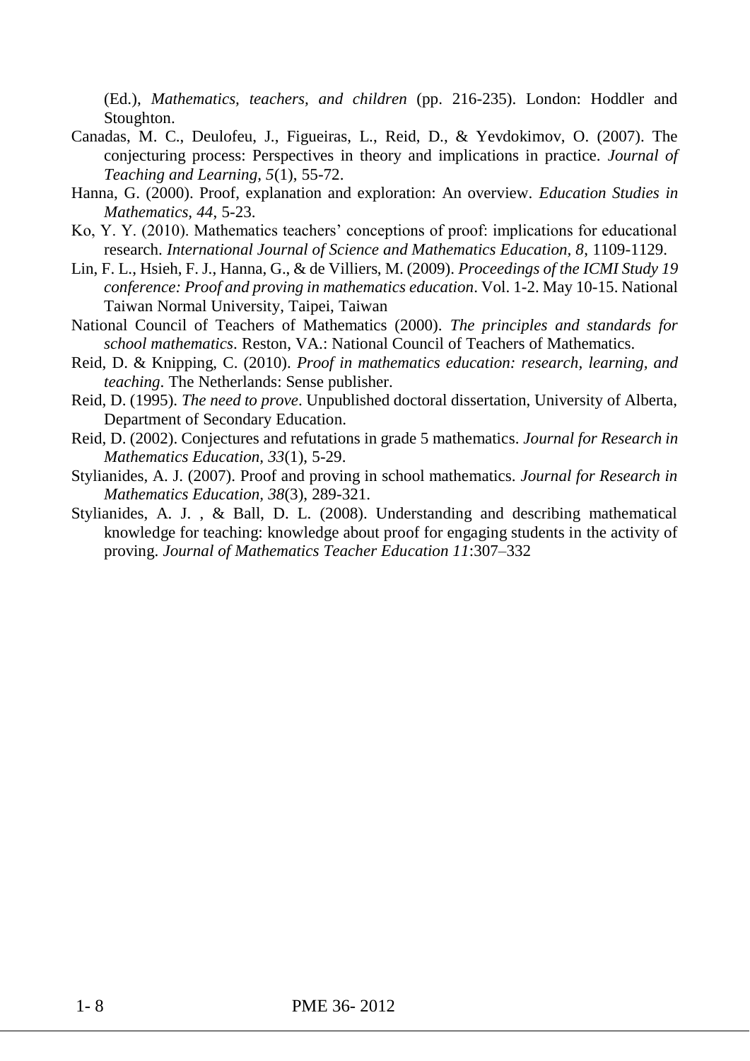(Ed.), *Mathematics, teachers, and children* (pp. 216-235). London: Hoddler and Stoughton.

Canadas, M. C., Deulofeu, J., Figueiras, L., Reid, D., & Yevdokimov, O. (2007). The conjecturing process: Perspectives in theory and implications in practice. *Journal of Teaching and Learning, 5*(1), 55-72.

Hanna, G. (2000). Proof, explanation and exploration: An overview. *Education Studies in Mathematics, 44*, 5-23.

Ko, Y. Y. (2010). Mathematics teachers' conceptions of proof: implications for educational research. *International Journal of Science and Mathematics Education, 8*, 1109-1129.

Lin, F. L., Hsieh, F. J., Hanna, G., & de Villiers, M. (2009). *Proceedings of the ICMI Study 19 conference: Proof and proving in mathematics education*. Vol. 1-2. May 10-15. National Taiwan Normal University, Taipei, Taiwan

National Council of Teachers of Mathematics (2000). *The principles and standards for school mathematics*. Reston, VA.: National Council of Teachers of Mathematics.

Reid, D. & Knipping, C. (2010). *Proof in mathematics education: research, learning, and teaching*. The Netherlands: Sense publisher.

Reid, D. (1995). *The need to prove*. Unpublished doctoral dissertation, University of Alberta, Department of Secondary Education.

Reid, D. (2002). Conjectures and refutations in grade 5 mathematics. *Journal for Research in Mathematics Education, 33*(1), 5-29.

Stylianides, A. J. (2007). Proof and proving in school mathematics. *Journal for Research in Mathematics Education, 38*(3), 289-321.

Stylianides, A. J. , & Ball, D. L. (2008). Understanding and describing mathematical knowledge for teaching: knowledge about proof for engaging students in the activity of proving. *Journal of Mathematics Teacher Education 11*:307–332